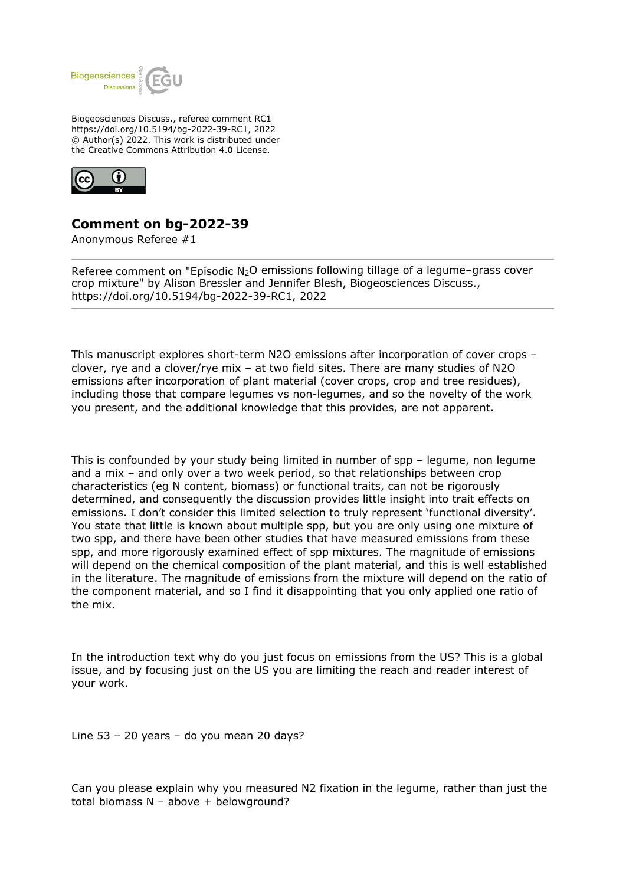Biogeosciences Discuss., referee comment RC1
https://doi.org/10.5194/bg-2022-39-RC1, 2022
© Author(s) 2022. This work is distributed under
the Creative Commons Attribution 4.0 License.

# Comment on bg-2022-39

Anonymous Referee #1

Referee comment on "Episodic $N_2O$ emissions following tillage of a legume–grass cover crop mixture" by Alison Bressler and Jennifer Blesh, Biogeosciences Discuss., https://doi.org/10.5194/bg-2022-39-RC1, 2022

This manuscript explores short-term N2O emissions after incorporation of cover crops – clover, rye and a clover/rye mix – at two field sites. There are many studies of N2O emissions after incorporation of plant material (cover crops, crop and tree residues), including those that compare legumes vs non-legumes, and so the novelty of the work you present, and the additional knowledge that this provides, are not apparent.

This is confounded by your study being limited in number of spp – legume, non legume and a mix – and only over a two week period, so that relationships between crop characteristics (eg N content, biomass) or functional traits, can not be rigorously determined, and consequently the discussion provides little insight into trait effects on emissions. I don't consider this limited selection to truly represent 'functional diversity'. You state that little is known about multiple spp, but you are only using one mixture of two spp, and there have been other studies that have measured emissions from these spp, and more rigorously examined effect of spp mixtures. The magnitude of emissions will depend on the chemical composition of the plant material, and this is well established in the literature. The magnitude of emissions from the mixture will depend on the ratio of the component material, and so I find it disappointing that you only applied one ratio of the mix.

In the introduction text why do you just focus on emissions from the US? This is a global issue, and by focusing just on the US you are limiting the reach and reader interest of your work.

Line 53 – 20 years – do you mean 20 days?

Can you please explain why you measured N2 fixation in the legume, rather than just the total biomass N – above + belowground?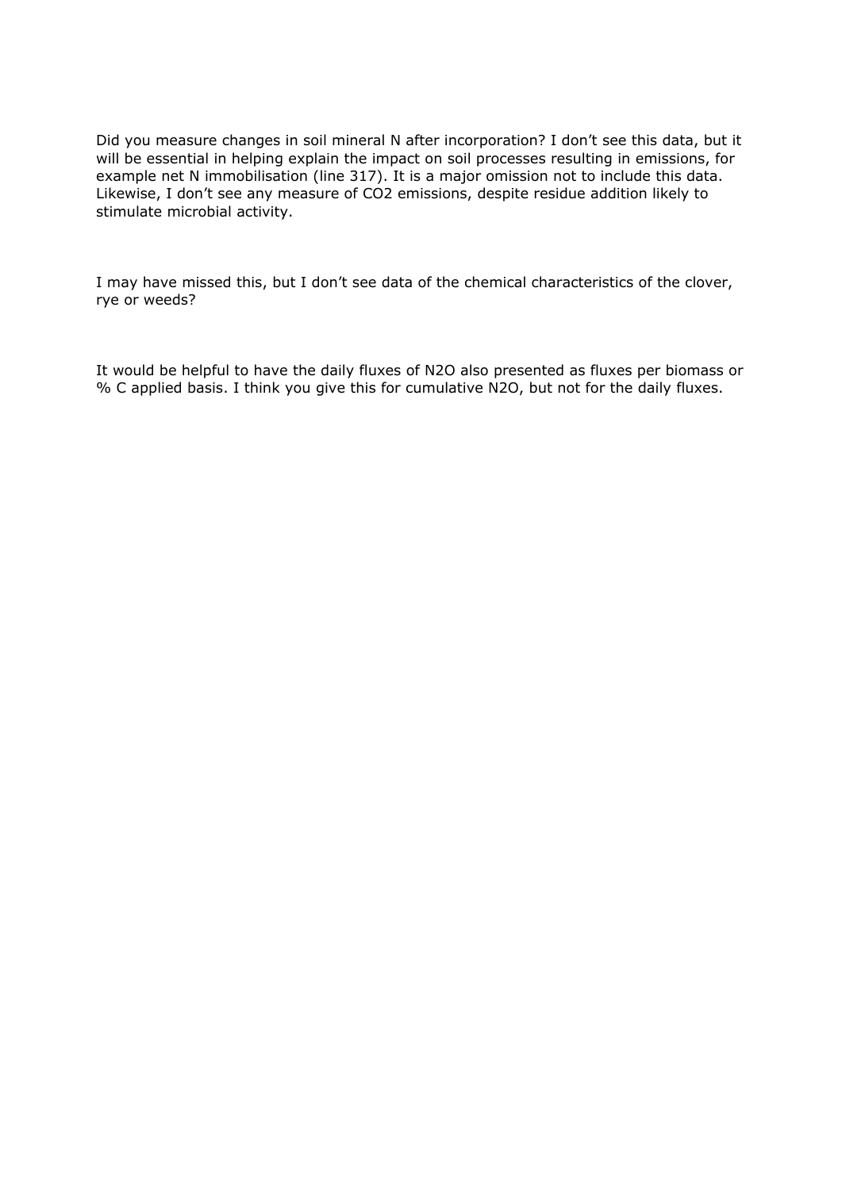Did you measure changes in soil mineral N after incorporation? I don't see this data, but it will be essential in helping explain the impact on soil processes resulting in emissions, for example net N immobilisation (line 317). It is a major omission not to include this data. Likewise, I don't see any measure of $CO_2$ emissions, despite residue addition likely to stimulate microbial activity.

I may have missed this, but I don't see data of the chemical characteristics of the clover, rye or weeds?

It would be helpful to have the daily fluxes of $N_2O$ also presented as fluxes per biomass or % C applied basis. I think you give this for cumulative $N_2O$, but not for the daily fluxes.